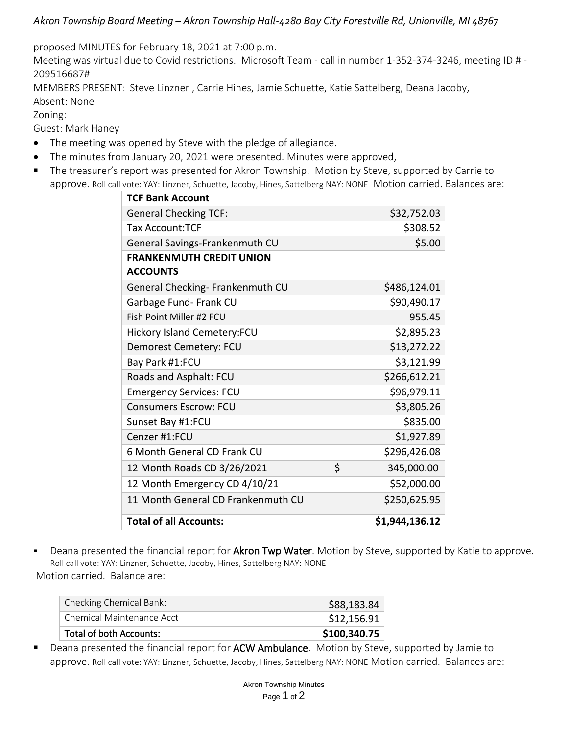*Akron Township Board Meeting – Akron Township Hall-4280 Bay City Forestville Rd, Unionville, MI 48767*

proposed MINUTES for February 18, 2021 at 7:00 p.m.

Meeting was virtual due to Covid restrictions. Microsoft Team - call in number 1-352-374-3246, meeting ID # - 209516687#

MEMBERS PRESENT: Steve Linzner , Carrie Hines, Jamie Schuette, Katie Sattelberg, Deana Jacoby,

Absent: None

Zoning:

Guest: Mark Haney

- The meeting was opened by Steve with the pledge of allegiance.
- The minutes from January 20, 2021 were presented. Minutes were approved,
- The treasurer's report was presented for Akron Township. Motion by Steve, supported by Carrie to approve. Roll call vote: YAY: Linzner, Schuette, Jacoby, Hines, Sattelberg NAY: NONE Motion carried. Balances are:

| **TCF Bank Account** | |
|---|---|
| General Checking TCF: | $32,752.03 |
| Tax Account:TCF | $308.52 |
| General Savings-Frankenmuth CU | $5.00 |
| **FRANKENMUTH CREDIT UNION ACCOUNTS** | |
| General Checking- Frankenmuth CU | $486,124.01 |
| Garbage Fund- Frank CU | $90,490.17 |
| Fish Point Miller #2 FCU | 955.45 |
| Hickory Island Cemetery:FCU | $2,895.23 |
| Demorest Cemetery: FCU | $13,272.22 |
| Bay Park #1:FCU | $3,121.99 |
| Roads and Asphalt: FCU | $266,612.21 |
| Emergency Services: FCU | $96,979.11 |
| Consumers Escrow: FCU | $3,805.26 |
| Sunset Bay #1:FCU | $835.00 |
| Cenzer #1:FCU | $1,927.89 |
| 6 Month General CD Frank CU | $296,426.08 |
| 12 Month Roads CD 3/26/2021 | $ 345,000.00 |
| 12 Month Emergency CD 4/10/21 | $52,000.00 |
| 11 Month General CD Frankenmuth CU | $250,625.95 |
| **Total of all Accounts:** | **$1,944,136.12** |

- Deana presented the financial report for **Akron Twp Water**. Motion by Steve, supported by Katie to approve. Roll call vote: YAY: Linzner, Schuette, Jacoby, Hines, Sattelberg NAY: NONE

Motion carried. Balance are:

| Checking Chemical Bank: | $88,183.84 |
|---|---|
| Chemical Maintenance Acct | $12,156.91 |
| Total of both Accounts: | **$100,340.75** |

- Deana presented the financial report for **ACW Ambulance**. Motion by Steve, supported by Jamie to approve. Roll call vote: YAY: Linzner, Schuette, Jacoby, Hines, Sattelberg NAY: NONE Motion carried. Balances are: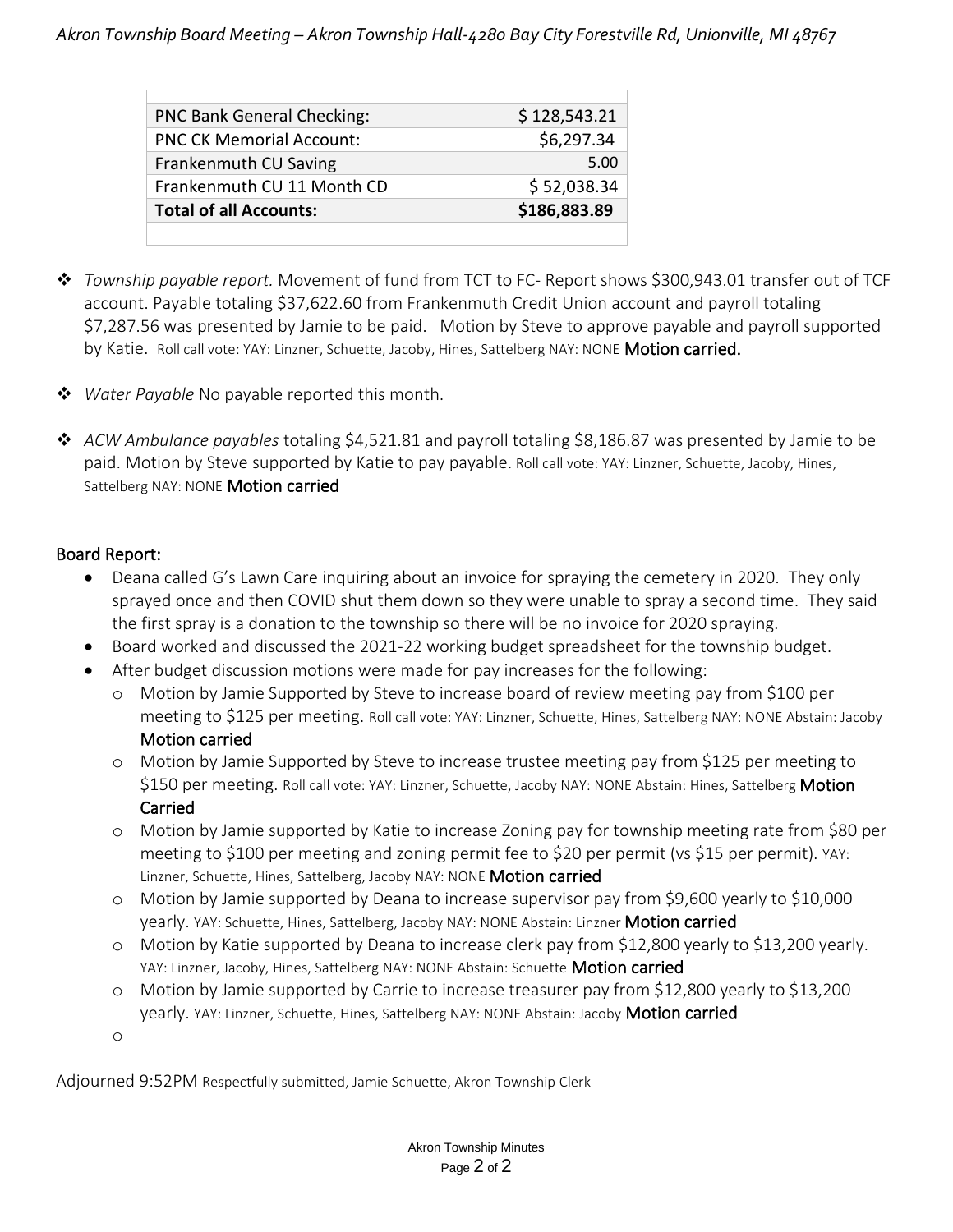| | |
|---|---|
| PNC Bank General Checking: | $ 128,543.21 |
| PNC CK Memorial Account: | $6,297.34 |
| Frankenmuth CU Saving | 5.00 |
| Frankenmuth CU 11 Month CD | $ 52,038.34 |
| **Total of all Accounts:** | **$186,883.89** |
| | |

- *Township payable report.* Movement of fund from TCT to FC- Report shows $300,943.01 transfer out of TCF account. Payable totaling $37,622.60 from Frankenmuth Credit Union account and payroll totaling $7,287.56 was presented by Jamie to be paid. Motion by Steve to approve payable and payroll supported by Katie. Roll call vote: YAY: Linzner, Schuette, Jacoby, Hines, Sattelberg NAY: NONE Motion carried.

- *Water Payable* No payable reported this month.

- *ACW Ambulance payables* totaling $4,521.81 and payroll totaling $8,186.87 was presented by Jamie to be paid. Motion by Steve supported by Katie to pay payable. Roll call vote: YAY: Linzner, Schuette, Jacoby, Hines, Sattelberg NAY: NONE Motion carried

## Board Report:

- Deana called G's Lawn Care inquiring about an invoice for spraying the cemetery in 2020. They only sprayed once and then COVID shut them down so they were unable to spray a second time. They said the first spray is a donation to the township so there will be no invoice for 2020 spraying.
- Board worked and discussed the 2021-22 working budget spreadsheet for the township budget.
- After budget discussion motions were made for pay increases for the following:
  - Motion by Jamie Supported by Steve to increase board of review meeting pay from $100 per meeting to $125 per meeting. Roll call vote: YAY: Linzner, Schuette, Hines, Sattelberg NAY: NONE Abstain: Jacoby Motion carried
  - Motion by Jamie Supported by Steve to increase trustee meeting pay from $125 per meeting to $150 per meeting. Roll call vote: YAY: Linzner, Schuette, Jacoby NAY: NONE Abstain: Hines, Sattelberg Motion Carried
  - Motion by Jamie supported by Katie to increase Zoning pay for township meeting rate from $80 per meeting to $100 per meeting and zoning permit fee to $20 per permit (vs $15 per permit). YAY: Linzner, Schuette, Hines, Sattelberg, Jacoby NAY: NONE Motion carried
  - Motion by Jamie supported by Deana to increase supervisor pay from $9,600 yearly to $10,000 yearly. YAY: Schuette, Hines, Sattelberg, Jacoby NAY: NONE Abstain: Linzner Motion carried
  - Motion by Katie supported by Deana to increase clerk pay from $12,800 yearly to $13,200 yearly. YAY: Linzner, Jacoby, Hines, Sattelberg NAY: NONE Abstain: Schuette Motion carried
  - Motion by Jamie supported by Carrie to increase treasurer pay from $12,800 yearly to $13,200 yearly. YAY: Linzner, Schuette, Hines, Sattelberg NAY: NONE Abstain: Jacoby Motion carried

Adjourned 9:52PM Respectfully submitted, Jamie Schuette, Akron Township Clerk